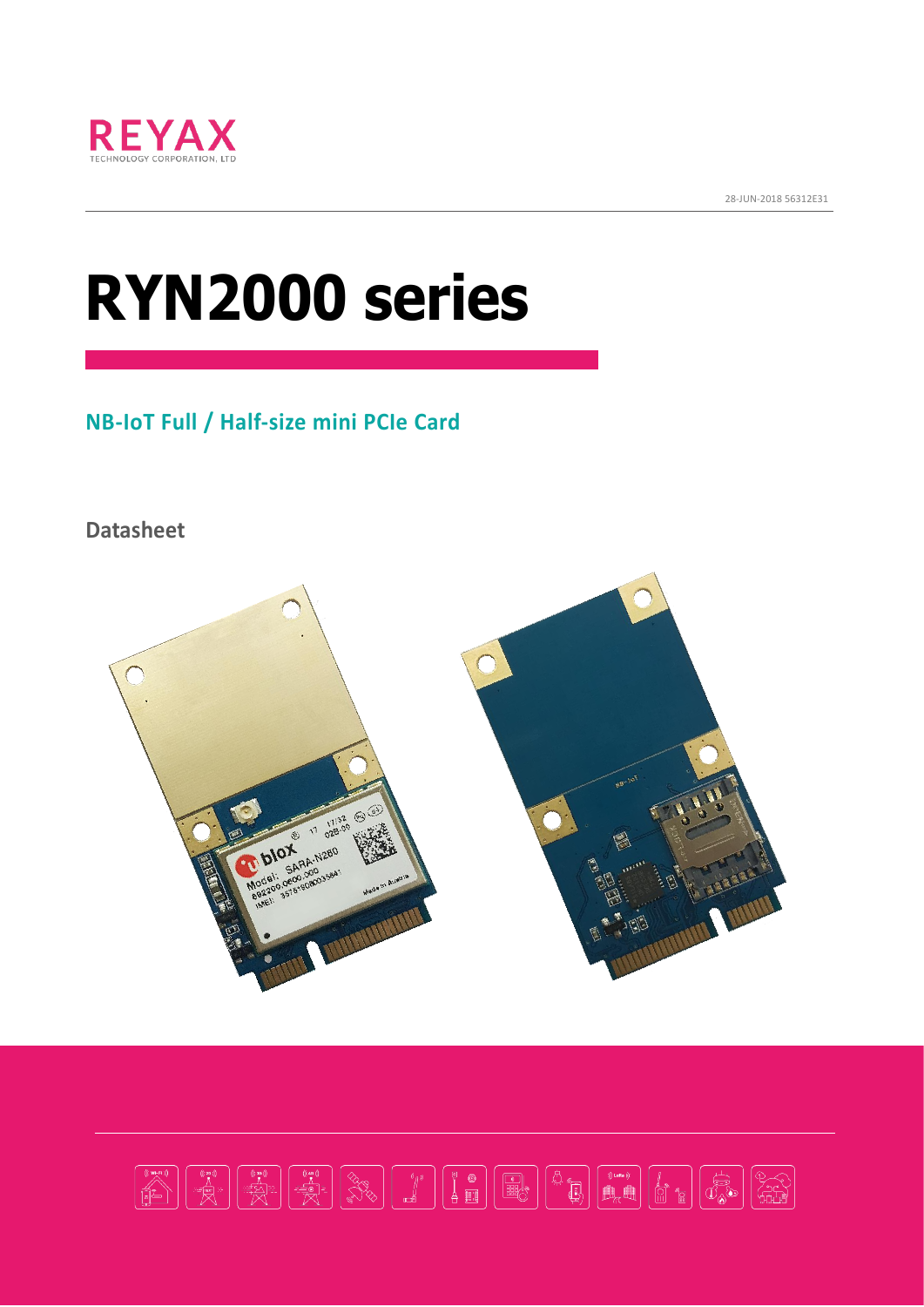REYAX
TECHNOLOGY CORPORATION, LTD

28-JUN-2018 56312E31

# RYN2000 series

## NB-IoT Full / Half-size mini PCIe Card

### Datasheet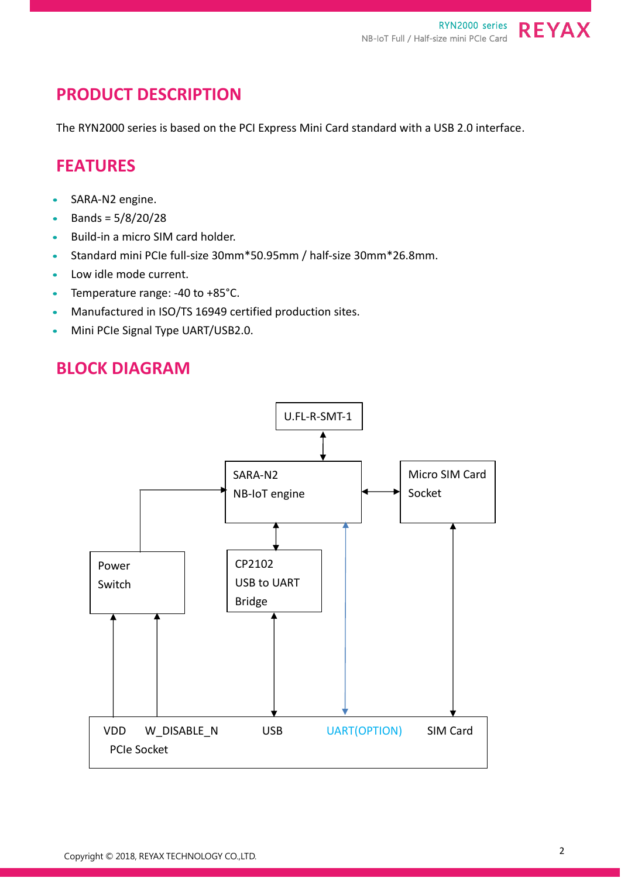## PRODUCT DESCRIPTION

The RYN2000 series is based on the PCI Express Mini Card standard with a USB 2.0 interface.

## FEATURES

- SARA-N2 engine.
- Bands = 5/8/20/28
- Build-in a micro SIM card holder.
- Standard mini PCIe full-size 30mm*50.95mm / half-size 30mm*26.8mm.
- Low idle mode current.
- Temperature range: -40 to +85°C.
- Manufactured in ISO/TS 16949 certified production sites.
- Mini PCIe Signal Type UART/USB2.0.

## BLOCK DIAGRAM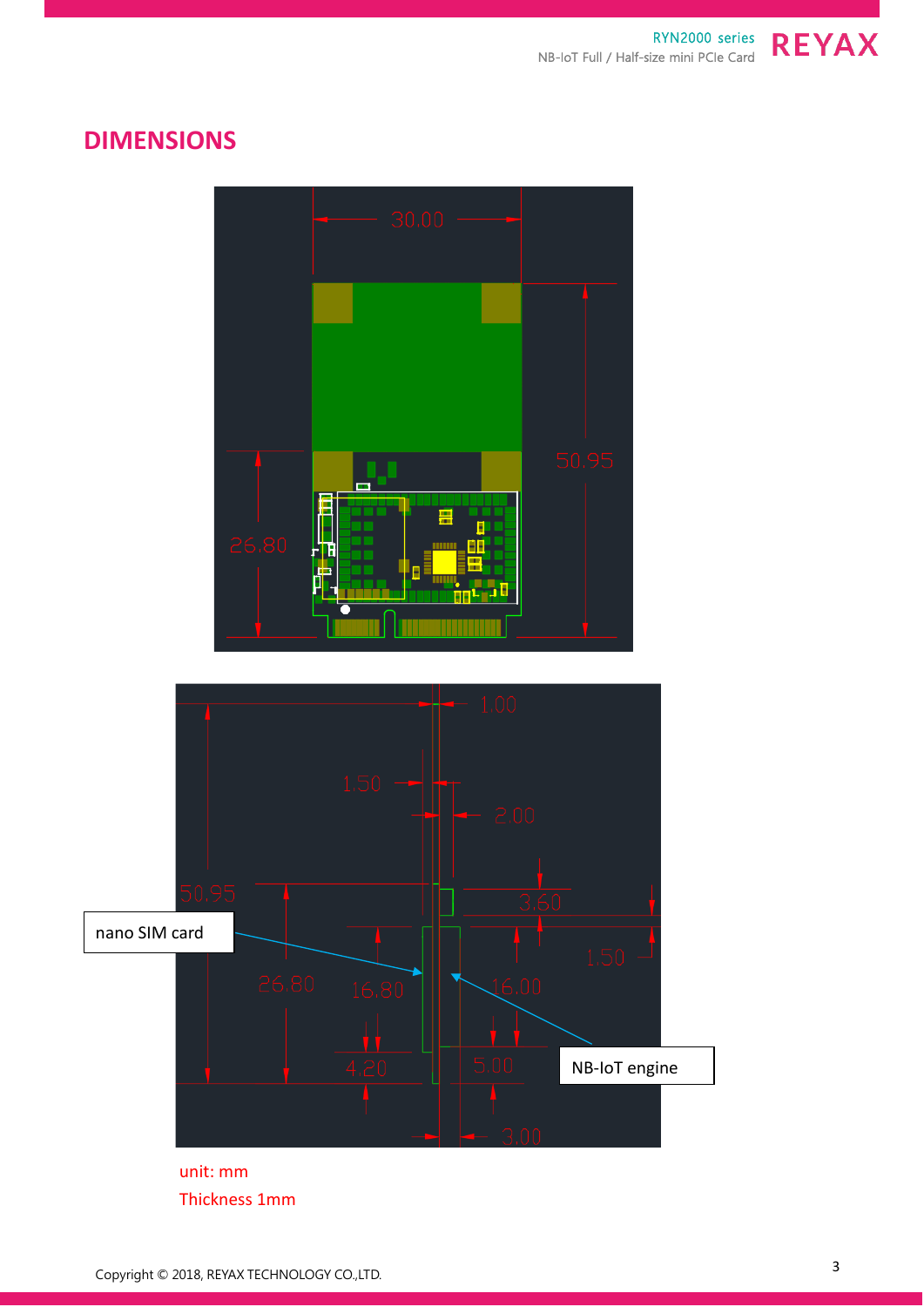## DIMENSIONS

30.00

50.95

26.80

1.00

1.50

2.00

50.95

3.60

1.50

nano SIM card

26.80

16.80

16.00

4.20

5.00

NB-IoT engine

3.00

unit: mm

Thickness 1mm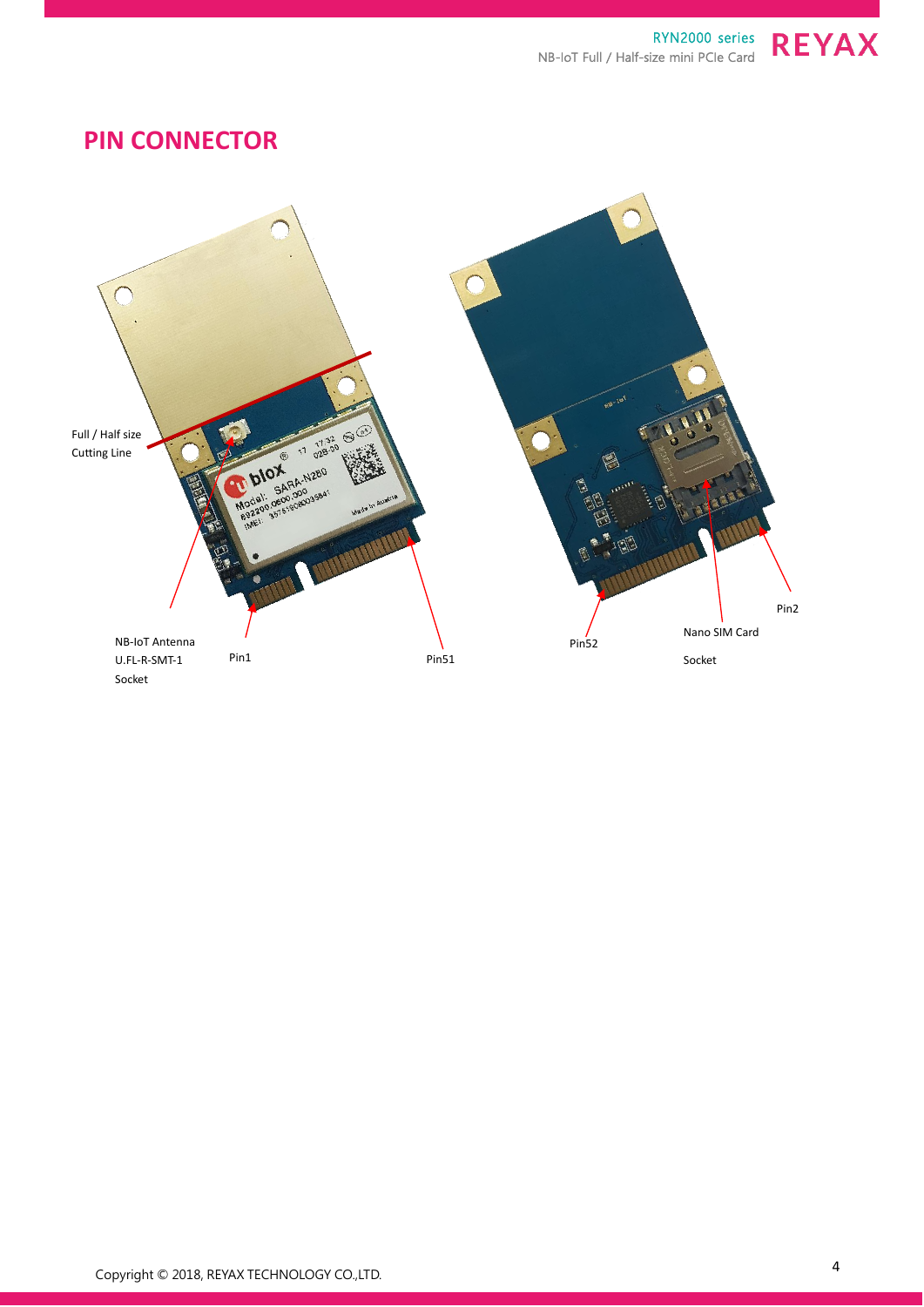## PIN CONNECTOR

Full / Half size Cutting Line

NB-IoT Antenna U.FL-R-SMT-1 Socket

Pin1

Pin51

Pin52

Nano SIM Card Socket

Pin2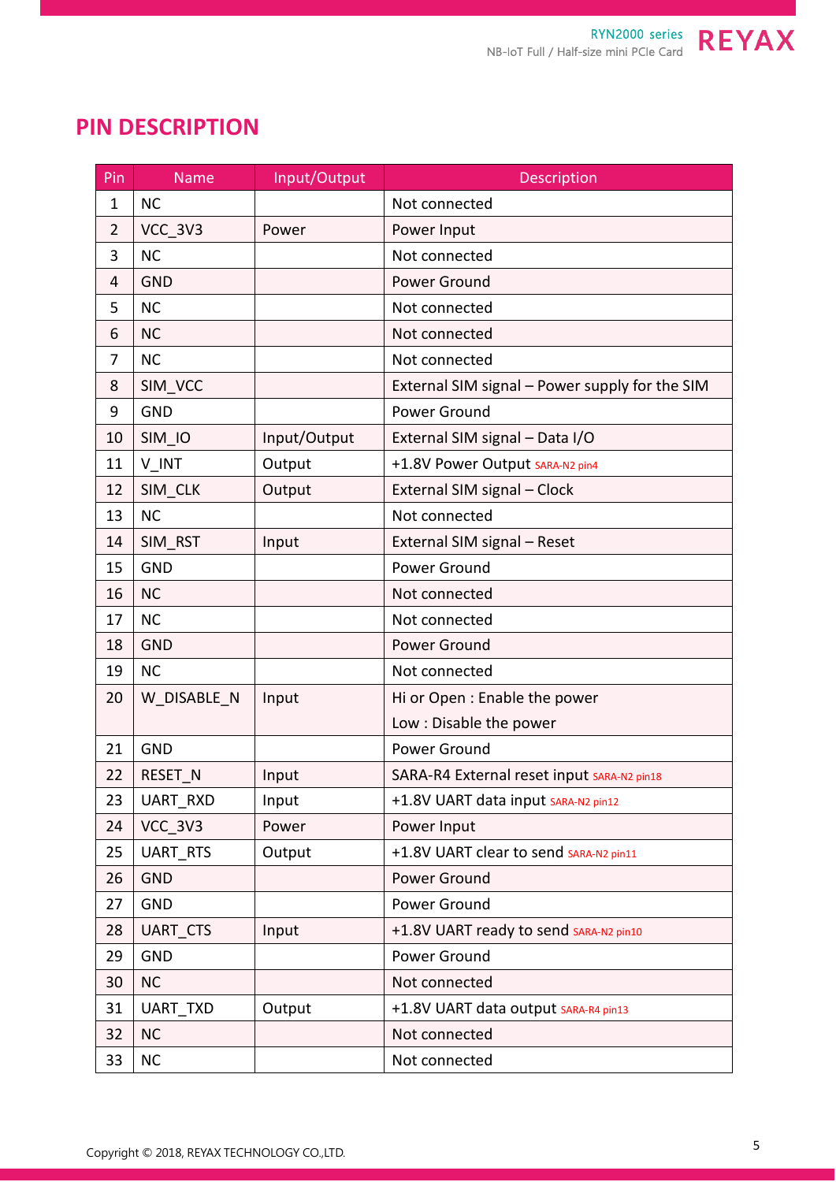## PIN DESCRIPTION

| Pin | Name | Input/Output | Description |
|---|---|---|---|
| 1 | NC | | Not connected |
| 2 | VCC_3V3 | Power | Power Input |
| 3 | NC | | Not connected |
| 4 | GND | | Power Ground |
| 5 | NC | | Not connected |
| 6 | NC | | Not connected |
| 7 | NC | | Not connected |
| 8 | SIM_VCC | | External SIM signal – Power supply for the SIM |
| 9 | GND | | Power Ground |
| 10 | SIM_IO | Input/Output | External SIM signal – Data I/O |
| 11 | V_INT | Output | +1.8V Power Output SARA-N2 pin4 |
| 12 | SIM_CLK | Output | External SIM signal – Clock |
| 13 | NC | | Not connected |
| 14 | SIM_RST | Input | External SIM signal – Reset |
| 15 | GND | | Power Ground |
| 16 | NC | | Not connected |
| 17 | NC | | Not connected |
| 18 | GND | | Power Ground |
| 19 | NC | | Not connected |
| 20 | W_DISABLE_N | Input | Hi or Open : Enable the power<br>Low : Disable the power |
| 21 | GND | | Power Ground |
| 22 | RESET_N | Input | SARA-R4 External reset input SARA-N2 pin18 |
| 23 | UART_RXD | Input | +1.8V UART data input SARA-N2 pin12 |
| 24 | VCC_3V3 | Power | Power Input |
| 25 | UART_RTS | Output | +1.8V UART clear to send SARA-N2 pin11 |
| 26 | GND | | Power Ground |
| 27 | GND | | Power Ground |
| 28 | UART_CTS | Input | +1.8V UART ready to send SARA-N2 pin10 |
| 29 | GND | | Power Ground |
| 30 | NC | | Not connected |
| 31 | UART_TXD | Output | +1.8V UART data output SARA-R4 pin13 |
| 32 | NC | | Not connected |
| 33 | NC | | Not connected |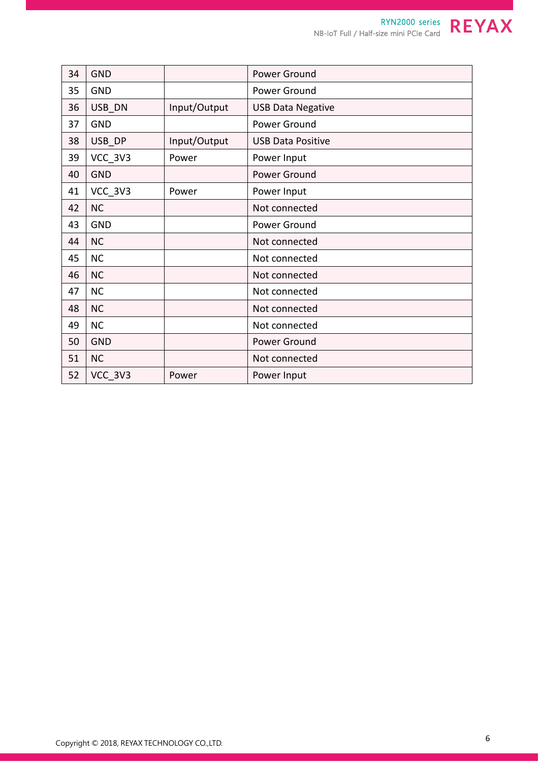| 34 | GND | | Power Ground |
|---|---|---|---|
| 35 | GND | | Power Ground |
| 36 | USB_DN | Input/Output | USB Data Negative |
| 37 | GND | | Power Ground |
| 38 | USB_DP | Input/Output | USB Data Positive |
| 39 | VCC_3V3 | Power | Power Input |
| 40 | GND | | Power Ground |
| 41 | VCC_3V3 | Power | Power Input |
| 42 | NC | | Not connected |
| 43 | GND | | Power Ground |
| 44 | NC | | Not connected |
| 45 | NC | | Not connected |
| 46 | NC | | Not connected |
| 47 | NC | | Not connected |
| 48 | NC | | Not connected |
| 49 | NC | | Not connected |
| 50 | GND | | Power Ground |
| 51 | NC | | Not connected |
| 52 | VCC_3V3 | Power | Power Input |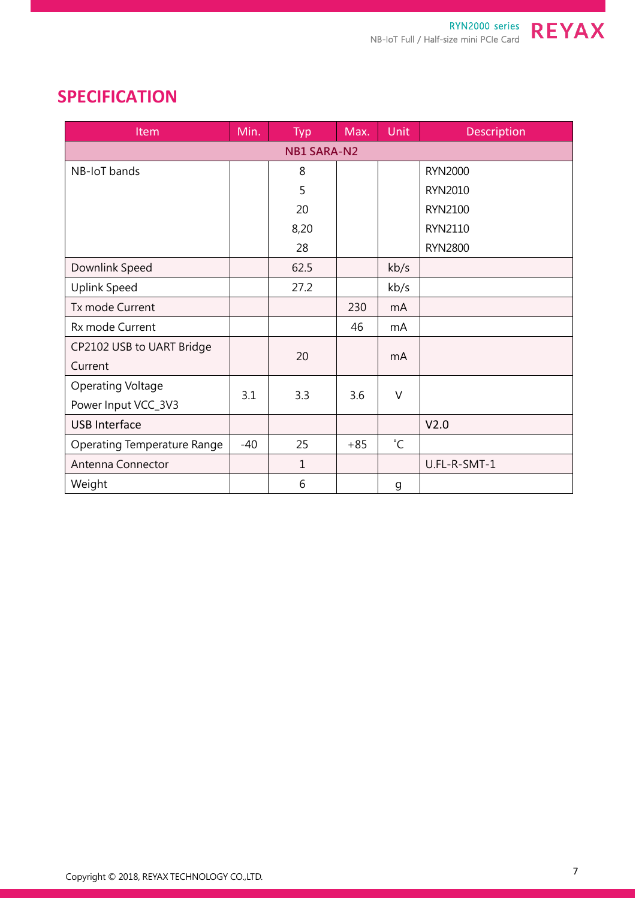## SPECIFICATION

| Item | Min. | Typ | Max. | Unit | Description |
|---|---|---|---|---|---|
| **NB1 SARA-N2** | | | | | |
| NB-IoT bands | | 8<br>5<br>20<br>8,20<br>28 | | | RYN2000<br>RYN2010<br>RYN2100<br>RYN2110<br>RYN2800 |
| Downlink Speed | | 62.5 | | kb/s | |
| Uplink Speed | | 27.2 | | kb/s | |
| Tx mode Current | | | 230 | mA | |
| Rx mode Current | | | 46 | mA | |
| CP2102 USB to UART Bridge Current | | 20 | | mA | |
| Operating Voltage Power Input VCC_3V3 | 3.1 | 3.3 | 3.6 | V | |
| USB Interface | | | | | V2.0 |
| Operating Temperature Range | -40 | 25 | +85 | ˚C | |
| Antenna Connector | | 1 | | | U.FL-R-SMT-1 |
| Weight | | 6 | | g | |

Copyright © 2018, REYAX TECHNOLOGY CO.,LTD.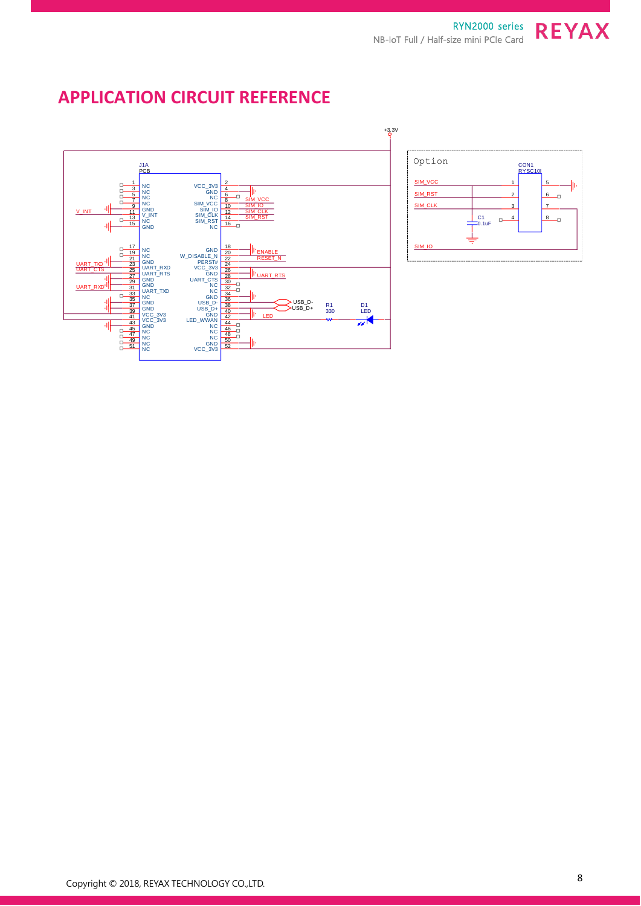# APPLICATION CIRCUIT REFERENCE

+3.3V

J1A
PCB

| Pin | Signal | Signal | Pin |
|---|---|---|---|
| 1 | NC | VCC_3V3 | 2 |
| 3 | NC | GND | 4 |
| 5 | NC | NC | 6 |
| 7 | NC | SIM_VCC | 8 |
| 9 | GND | SIM_IO | 10 |
| 11 | V_INT | SIM_CLK | 12 |
| 13 | NC | SIM_RST | 14 |
| 15 | GND | NC | 16 |
| 17 | NC | GND | 18 |
| 19 | NC | W_DISABLE_N | 20 |
| 21 | GND | PERST# | 22 |
| 23 | UART_RXD | VCC_3V3 | 24 |
| 25 | UART_RTS | GND | 26 |
| 27 | GND | UART_CTS | 28 |
| 29 | GND | NC | 30 |
| 31 | UART_TXD | NC | 32 |
| 33 | NC | GND | 34 |
| 35 | GND | USB_D- | 36 |
| 37 | GND | USB_D+ | 38 |
| 39 | VCC_3V3 | GND | 40 |
| 41 | VCC_3V3 | LED_WWAN | 42 |
| 43 | GND | NC | 44 |
| 45 | NC | NC | 46 |
| 47 | NC | NC | 48 |
| 49 | NC | GND | 50 |
| 51 | NC | VCC_3V3 | 52 |

Net labels: V_INT, UART_TXD, UART_CTS, UART_RXD, SIM_VCC, SIM_IO, SIM_CLK, SIM_RST, ENABLE, RESET_N, UART_RTS, USB_D-, USB_D+, LED

R1 330

D1 LED

Option

CON1
RYSC10I

| Pin | Signal | Pin |
|---|---|---|
| 1 | SIM_VCC | 5 |
| 2 | SIM_RST | 6 |
| 3 | SIM_CLK | 7 |
| 4 | | 8 |

C1 0.1uF

SIM_IO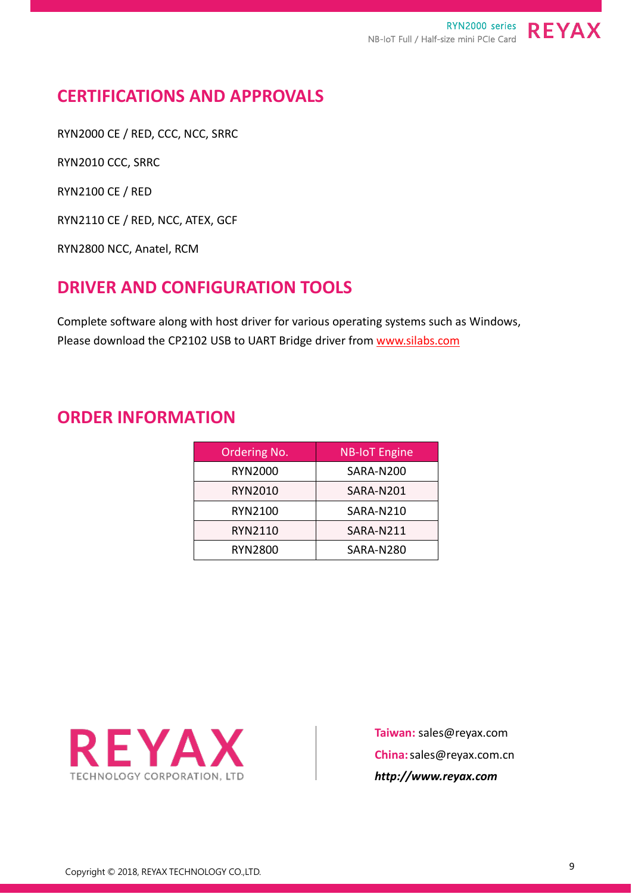## CERTIFICATIONS AND APPROVALS

RYN2000 CE / RED, CCC, NCC, SRRC

RYN2010 CCC, SRRC

RYN2100 CE / RED

RYN2110 CE / RED, NCC, ATEX, GCF

RYN2800 NCC, Anatel, RCM

## DRIVER AND CONFIGURATION TOOLS

Complete software along with host driver for various operating systems such as Windows,
Please download the CP2102 USB to UART Bridge driver from www.silabs.com

## ORDER INFORMATION

| Ordering No. | NB-IoT Engine |
|---|---|
| RYN2000 | SARA-N200 |
| RYN2010 | SARA-N201 |
| RYN2100 | SARA-N210 |
| RYN2110 | SARA-N211 |
| RYN2800 | SARA-N280 |

REYAX
TECHNOLOGY CORPORATION, LTD

**Taiwan:** sales@reyax.com

**China:** sales@reyax.com.cn

***http://www.reyax.com***

Copyright © 2018, REYAX TECHNOLOGY CO.,LTD.